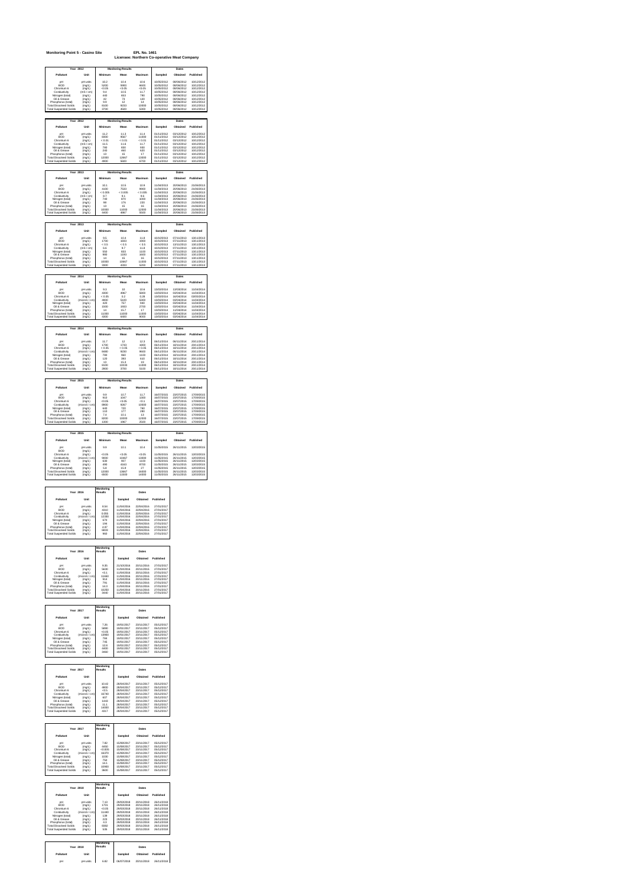**Monitoring Point 5 - Casino Site** **EPL No. 1461**

**Licensee: Northern Co-operative Meat Company**

| Year 2012 | | Monitoring Results | | | Dates | | |
|---|---|---|---|---|---|---|---|
| Pollutant | Unit | Minimum | Mean | Maximum | Sampled | Obtained | Published |
| pH | pH units | 10.2 | 10.4 | 10.6 | 10/05/2012 | 08/06/2012 | 10/12/2012 |
| BOD | (mg/L) | 5200 | 5983 | 6600 | 10/05/2012 | 08/06/2012 | 10/12/2012 |
| Chromium 6 | (mg/L) | <0.05 | < 0.05 | < 0.05 | 10/05/2012 | 08/06/2012 | 10/12/2012 |
| Conductivity | (mS / cm) | 9.4 | 10.6 | 11.7 | 10/05/2012 | 08/06/2012 | 10/12/2012 |
| Nitrogen (total) | (mg/L) | 440 | 652 | 790 | 10/05/2012 | 08/06/2012 | 10/12/2012 |
| Oil & Grease | (mg/L) | 42 | 73 | 120 | 10/05/2012 | 08/06/2012 | 10/12/2012 |
| Phosphorus (total) | (mg/L) | 9.9 | 12 | 14 | 10/05/2012 | 08/06/2012 | 10/12/2012 |
| Total Dissolved Solids | (mg/L) | 8100 | 9233 | 10000 | 10/05/2012 | 08/06/2012 | 10/12/2012 |
| Total Suspended Solids | (mg/L) | 3700 | 4500 | 5300 | 10/05/2012 | 08/06/2012 | 10/12/2012 |

| Year 2012 | | Monitoring Results | | | Dates | | |
|---|---|---|---|---|---|---|---|
| Pollutant | Unit | Minimum | Mean | Maximum | Sampled | Obtained | Published |
| pH | pH units | 11.2 | 11.3 | 11.4 | 01/11/2012 | 03/12/2012 | 10/12/2012 |
| BOD | (mg/L) | 5300 | 8567 | 11000 | 01/11/2012 | 03/12/2012 | 10/12/2012 |
| Chromium 6 | (mg/L) | < 0.01 | < 0.01 | < 0.01 | 01/11/2012 | 03/12/2012 | 10/12/2012 |
| Conductivity | (mS / cm) | 11.5 | 11.6 | 11.7 | 01/11/2012 | 03/12/2012 | 10/12/2012 |
| Nitrogen (total) | (mg/L) | 780 | 830 | 900 | 01/11/2012 | 03/12/2012 | 10/12/2012 |
| Oil & Grease | (mg/L) | 240 | 460 | 620 | 01/11/2012 | 03/12/2012 | 10/12/2012 |
| Phosphorus (total) | (mg/L) | 13 | 15 | 17 | 01/11/2012 | 03/12/2012 | 10/12/2012 |
| Total Dissolved Solids | (mg/L) | 12000 | 12667 | 13000 | 01/11/2012 | 03/12/2012 | 10/12/2012 |
| Total Suspended Solids | (mg/L) | 4900 | 5600 | 6700 | 01/11/2012 | 03/12/2012 | 10/12/2012 |

| Year 2013 | | Monitoring Results | | | Dates | | |
|---|---|---|---|---|---|---|---|
| Pollutant | Unit | Minimum | Mean | Maximum | Sampled | Obtained | Published |
| pH | pH units | 10.1 | 10.5 | 10.9 | 11/04/2013 | 20/06/2013 | 21/06/2013 |
| BOD | (mg/L) | 6100 | 7533 | 9900 | 11/04/2013 | 20/06/2013 | 21/06/2013 |
| Chromium 6 | (mg/L) | < 0.005 | < 0.005 | < 0.005 | 11/04/2013 | 20/06/2013 | 21/06/2013 |
| Conductivity | (mS / cm) | 8.7 | 9.1 | 9.6 | 11/04/2013 | 20/06/2013 | 21/06/2013 |
| Nitrogen (total) | (mg/L) | 740 | 870 | 1000 | 11/04/2013 | 20/06/2013 | 21/06/2013 |
| Oil & Grease | (mg/L) | 86 | 176 | 220 | 11/04/2013 | 20/06/2013 | 21/06/2013 |
| Phosphorus (total) | (mg/L) | 13 | 15 | 16 | 11/04/2013 | 20/06/2013 | 21/06/2013 |
| Total Dissolved Solids | (mg/L) | 10000 | 11000 | 12000 | 11/04/2013 | 20/06/2013 | 21/06/2013 |
| Total Suspended Solids | (mg/L) | 4400 | 4867 | 5500 | 11/04/2013 | 20/06/2013 | 21/06/2013 |

| Year 2013 | | Monitoring Results | | | Dates | | |
|---|---|---|---|---|---|---|---|
| Pollutant | Unit | Minimum | Mean | Maximum | Sampled | Obtained | Published |
| pH | pH units | 9.5 | 10.4 | 11.8 | 10/10/2013 | 07/11/2013 | 13/11/2013 |
| BOD | (mg/L) | 1700 | 1833 | 1900 | 10/10/2013 | 07/11/2013 | 13/11/2013 |
| Chromium 6 | (mg/L) | < 0.5 | < 0.5 | < 0.5 | 10/10/2013 | 13/11/2013 | 13/11/2013 |
| Conductivity | (mS / cm) | 5.6 | 8.7 | 11.8 | 10/10/2013 | 07/11/2013 | 13/11/2013 |
| Nitrogen (total) | (mg/L) | 550 | 833 | 1100 | 10/10/2013 | 07/11/2013 | 13/11/2013 |
| Oil & Grease | (mg/L) | 900 | 1183 | 1600 | 10/10/2013 | 07/11/2013 | 13/11/2013 |
| Phosphorus (total) | (mg/L) | 14 | 15 | 16 | 10/10/2013 | 07/11/2013 | 13/11/2013 |
| Total Dissolved Solids | (mg/L) | 10000 | 10667 | 11000 | 10/10/2013 | 07/11/2013 | 13/11/2013 |
| Total Suspended Solids | (mg/L) | 3300 | 4333 | 5200 | 10/10/2013 | 07/11/2013 | 13/11/2013 |

| Year 2014 | | Monitoring Results | | | Dates | | |
|---|---|---|---|---|---|---|---|
| Pollutant | Unit | Minimum | Mean | Maximum | Sampled | Obtained | Published |
| pH | pH units | 9.3 | 10 | 10.6 | 13/03/2014 | 13/03/2014 | 11/04/2014 |
| BOD | (mg/L) | 4300 | 4967 | 5800 | 13/03/2014 | 03/04/2014 | 11/04/2014 |
| Chromium 6 | (mg/L) | < 0.05 | 0.2 | 0.26 | 13/03/2014 | 16/04/2014 | 02/05/2014 |
| Conductivity | (microS / cm) | 4900 | 5100 | 5200 | 13/03/2014 | 03/04/2014 | 11/04/2014 |
| Nitrogen (total) | (mg/L) | 620 | 757 | 940 | 13/03/2014 | 03/04/2014 | 11/04/2014 |
| Oil & Grease | (mg/L) | 1500 | 1933 | 2700 | 13/03/2014 | 03/04/2014 | 11/04/2014 |
| Phosphorus (total) | (mg/L) | 14 | 15.7 | 17 | 13/03/2014 | 03/04/2014 | 11/04/2014 |
| Total Dissolved Solids | (mg/L) | 11000 | 11000 | 11000 | 13/03/2014 | 03/04/2014 | 11/04/2014 |
| Total Suspended Solids | (mg/L) | 4300 | 6400 | 9000 | 13/03/2014 | 03/04/2014 | 11/04/2014 |

| Year 2014 | | Monitoring Results | | | Dates | | |
|---|---|---|---|---|---|---|---|
| Pollutant | Unit | Minimum | Mean | Maximum | Sampled | Obtained | Published |
| pH | pH units | 11.7 | 12 | 12.3 | 06/11/2014 | 06/11/2014 | 20/11/2014 |
| BOD | (mg/L) | 1700 | 1733 | 1800 | 06/11/2014 | 18/11/2014 | 20/11/2014 |
| Chromium 6 | (mg/L) | < 0.05 | < 0.05 | < 0.05 | 06/11/2014 | 18/11/2014 | 20/11/2014 |
| Conductivity | (microS / cm) | 6400 | 8200 | 9600 | 06/11/2014 | 06/11/2014 | 20/11/2014 |
| Nitrogen (total) | (mg/L) | 700 | 960 | 1100 | 06/11/2014 | 18/11/2014 | 20/11/2014 |
| Oil & Grease | (mg/L) | 120 | 393 | 610 | 06/11/2014 | 18/11/2014 | 20/11/2014 |
| Phosphorus (total) | (mg/L) | 13 | 15.3 | 19 | 06/11/2014 | 18/11/2014 | 20/11/2014 |
| Total Dissolved Solids | (mg/L) | 9100 | 10033 | 11000 | 06/11/2014 | 18/11/2014 | 20/11/2014 |
| Total Suspended Solids | (mg/L) | 2800 | 3700 | 5100 | 06/11/2014 | 18/11/2014 | 20/11/2014 |

| Year 2015 | | Monitoring Results | | | Dates | | |
|---|---|---|---|---|---|---|---|
| Pollutant | Unit | Minimum | Mean | Maximum | Sampled | Obtained | Published |
| pH | pH units | 8.9 | 10.7 | 11.7 | 16/07/2015 | 23/07/2015 | 17/09/2015 |
| BOD | (mg/L) | 910 | 1047 | 1300 | 16/07/2015 | 23/07/2015 | 17/09/2015 |
| Chromium 6 | (mg/L) | <0.05 | < 0.05 | <0.1 | 16/07/2015 | 23/07/2015 | 17/09/2015 |
| Conductivity | (microS / cm) | 6900 | 9267 | 10800 | 16/07/2015 | 23/07/2015 | 17/09/2015 |
| Nitrogen (total) | (mg/L) | 640 | 720 | 780 | 16/07/2015 | 23/07/2015 | 17/09/2015 |
| Oil & Grease | (mg/L) | 110 | 177 | 280 | 16/07/2015 | 23/07/2015 | 17/09/2015 |
| Phosphorus (total) | (mg/L) | 7.4 | 10.1 | 13 | 16/07/2015 | 23/07/2015 | 17/09/2015 |
| Total Dissolved Solids | (mg/L) | 9200 | 10933 | 12000 | 16/07/2015 | 23/07/2015 | 17/09/2015 |
| Total Suspended Solids | (mg/L) | 1200 | 1967 | 2500 | 16/07/2015 | 23/07/2015 | 17/09/2015 |

| Year 2015 | | Monitoring Results | | | Dates | | |
|---|---|---|---|---|---|---|---|
| Pollutant | Unit | Minimum | Mean | Maximum | Sampled | Obtained | Published |
| pH | pH units | 9.9 | 10.1 | 10.4 | 11/05/2015 | 26/11/2015 | 12/03/2016 |
| BOD | (mg/L) | | | | | | |
| Chromium 6 | (mg/L) | <0.05 | < 0.05 | <0.05 | 11/05/2015 | 26/11/2015 | 12/03/2016 |
| Conductivity | (microS / cm) | 9800 | 10667 | 13000 | 11/05/2015 | 26/11/2015 | 12/03/2016 |
| Nitrogen (total) | (mg/L) | 630 | 907 | 1100 | 11/05/2015 | 26/11/2015 | 12/03/2016 |
| Oil & Grease | (mg/L) | 490 | 4163 | 8700 | 11/05/2015 | 26/11/2015 | 12/03/2016 |
| Phosphorus (total) | (mg/L) | 5.8 | 15.9 | 27 | 11/05/2015 | 26/11/2015 | 12/03/2016 |
| Total Dissolved Solids | (mg/L) | 12000 | 13667 | 16000 | 11/05/2015 | 26/11/2015 | 12/03/2016 |
| Total Suspended Solids | (mg/L) | 6600 | 11500 | 14000 | 11/05/2015 | 26/11/2015 | 12/03/2016 |

| Year 2016 | | Monitoring Results | Dates | | |
|---|---|---|---|---|---|
| Pollutant | Unit | | Sampled | Obtained | Published |
| pH | pH units | 8.54 | 11/04/2016 | 22/04/2016 | 27/01/2017 |
| BOD | (mg/L) | 6310 | 11/04/2016 | 22/04/2016 | 27/01/2017 |
| Chromium 6 | (mg/L) | 0.056 | 11/04/2016 | 22/04/2016 | 27/01/2017 |
| Conductivity | (microS / cm) | 12280 | 11/04/2016 | 22/04/2016 | 27/01/2017 |
| Nitrogen (total) | (mg/L) | 670 | 11/04/2016 | 22/04/2016 | 27/01/2017 |
| Oil & Grease | (mg/L) | 194 | 11/04/2016 | 22/04/2016 | 27/01/2017 |
| Phosphorus (total) | (mg/L) | 4.87 | 11/04/2016 | 22/04/2016 | 27/01/2017 |
| Total Dissolved Solids | (mg/L) | 6830 | 11/04/2016 | 22/04/2016 | 27/01/2017 |
| Total Suspended Solids | (mg/L) | 960 | 11/04/2016 | 22/04/2016 | 27/01/2017 |

| Year 2016 | | Monitoring Results | Dates | | |
|---|---|---|---|---|---|
| Pollutant | Unit | | Sampled | Obtained | Published |
| pH | pH units | 9.35 | 21/10/2016 | 20/11/2016 | 27/01/2017 |
| BOD | (mg/L) | 5630 | 11/04/2016 | 20/11/2016 | 27/01/2017 |
| Chromium 6 | (mg/L) | <0.1 | 11/04/2016 | 20/11/2016 | 27/01/2017 |
| Conductivity | (microS / cm) | 11660 | 11/04/2016 | 20/11/2016 | 27/01/2017 |
| Nitrogen (total) | (mg/L) | 914 | 11/04/2016 | 20/11/2016 | 27/01/2017 |
| Oil & Grease | (mg/L) | 791 | 11/04/2016 | 20/11/2016 | 27/01/2017 |
| Phosphorus (total) | (mg/L) | 14.3 | 11/04/2016 | 20/11/2016 | 27/01/2017 |
| Total Dissolved Solids | (mg/L) | 10260 | 11/04/2016 | 20/11/2016 | 27/01/2017 |
| Total Suspended Solids | (mg/L) | 3840 | 11/04/2016 | 20/11/2016 | 27/01/2017 |

| Year 2017 | | Monitoring Results | Dates | | |
|---|---|---|---|---|---|
| Pollutant | Unit | | Sampled | Obtained | Published |
| pH | pH units | 7.26 | 18/01/2017 | 23/11/2017 | 05/12/2017 |
| BOD | (mg/L) | 5890 | 18/01/2017 | 23/11/2017 | 05/12/2017 |
| Chromium 6 | (mg/L) | <0.05 | 18/01/2017 | 23/11/2017 | 05/12/2017 |
| Conductivity | (microS / cm) | 13960 | 18/01/2017 | 23/11/2017 | 05/12/2017 |
| Nitrogen (total) | (mg/L) | 794 | 18/01/2017 | 23/11/2017 | 05/12/2017 |
| Oil & Grease | (mg/L) | 745 | 18/01/2017 | 23/11/2017 | 05/12/2017 |
| Phosphorus (total) | (mg/L) | 12.9 | 18/01/2017 | 23/11/2017 | 05/12/2017 |
| Total Dissolved Solids | (mg/L) | 8430 | 18/01/2017 | 23/11/2017 | 05/12/2017 |
| Total Suspended Solids | (mg/L) | 3460 | 18/01/2017 | 23/11/2017 | 05/12/2017 |

| Year 2017 | | Monitoring Results | Dates | | |
|---|---|---|---|---|---|
| Pollutant | Unit | | Sampled | Obtained | Published |
| pH | pH units | 10.42 | 28/04/2017 | 23/11/2017 | 05/12/2017 |
| BOD | (mg/L) | 4800 | 28/04/2017 | 23/11/2017 | 05/12/2017 |
| Chromium 6 | (mg/L) | <0.5 | 28/04/2017 | 23/11/2017 | 05/12/2017 |
| Conductivity | (microS / cm) | 16740 | 28/04/2017 | 23/11/2017 | 05/12/2017 |
| Nitrogen (total) | (mg/L) | 607 | 28/04/2017 | 23/11/2017 | 05/12/2017 |
| Oil & Grease | (mg/L) | 1443 | 28/04/2017 | 23/11/2017 | 05/12/2017 |
| Phosphorus (total) | (mg/L) | 11.1 | 28/04/2017 | 23/11/2017 | 05/12/2017 |
| Total Dissolved Solids | (mg/L) | 14000 | 28/04/2017 | 23/11/2017 | 05/12/2017 |
| Total Suspended Solids | (mg/L) | 4317 | 28/04/2017 | 23/11/2017 | 05/12/2017 |

| Year 2017 | | Monitoring Results | Dates | | |
|---|---|---|---|---|---|
| Pollutant | Unit | | Sampled | Obtained | Published |
| pH | pH units | 7.82 | 15/08/2017 | 23/11/2017 | 05/12/2017 |
| BOD | (mg/L) | 4450 | 15/08/2017 | 23/11/2017 | 05/12/2017 |
| Chromium 6 | (mg/L) | <0.005 | 15/08/2017 | 23/11/2017 | 05/12/2017 |
| Conductivity | (microS / cm) | 16370 | 15/08/2017 | 23/11/2017 | 05/12/2017 |
| Nitrogen (total) | (mg/L) | 1030 | 15/08/2017 | 23/11/2017 | 05/12/2017 |
| Oil & Grease | (mg/L) | 756 | 15/08/2017 | 23/11/2017 | 05/12/2017 |
| Phosphorus (total) | (mg/L) | 14.1 | 15/08/2017 | 23/11/2017 | 05/12/2017 |
| Total Dissolved Solids | (mg/L) | 10480 | 15/08/2017 | 23/11/2017 | 05/12/2017 |
| Total Suspended Solids | (mg/L) | 3600 | 15/08/2017 | 23/11/2017 | 05/12/2017 |

| Year 2018 | | Monitoring Results | Dates | | |
|---|---|---|---|---|---|
| Pollutant | Unit | | Sampled | Obtained | Published |
| pH | pH units | 7.12 | 29/03/2018 | 20/11/2018 | 26/11/2018 |
| BOD | (mg/L) | 1701 | 29/03/2018 | 20/11/2018 | 26/11/2018 |
| Chromium 6 | (mg/L) | <0.05 | 29/03/2018 | 20/11/2018 | 26/11/2018 |
| Conductivity | (microS / cm) | 11440 | 29/03/2018 | 20/11/2018 | 26/11/2018 |
| Nitrogen (total) | (mg/L) | 138 | 29/03/2018 | 20/11/2018 | 26/11/2018 |
| Oil & Grease | (mg/L) | 223 | 29/03/2018 | 20/11/2018 | 26/11/2018 |
| Phosphorus (total) | (mg/L) | 5.2 | 29/03/2018 | 20/11/2018 | 26/11/2018 |
| Total Dissolved Solids | (mg/L) | 6382 | 29/03/2018 | 20/11/2018 | 26/11/2018 |
| Total Suspended Solids | (mg/L) | 535 | 29/03/2018 | 20/11/2018 | 26/11/2018 |

| Year 2018 | | Monitoring Results | Dates | | |
|---|---|---|---|---|---|
| Pollutant | Unit | | Sampled | Obtained | Published |
| pH | pH units | 6.82 | 06/07/2018 | 20/11/2018 | 26/11/2018 |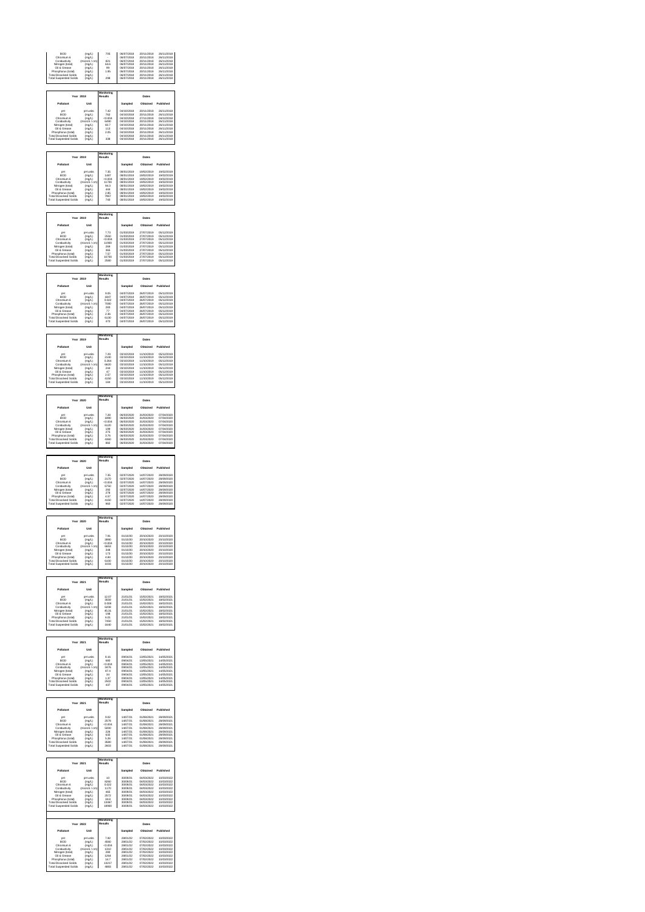| Pollutant | Unit | Monitoring Results | Sampled | Obtained | Published |
|---|---|---|---|---|---|
| BOD | (mg/L) | 705 | 06/07/2018 | 20/11/2018 | 26/11/2018 |
| Chromium 6 | (mg/L) | - | 06/07/2018 | 20/11/2018 | 26/11/2018 |
| Conductivity | (micro S / cm) | 821 | 06/07/2018 | 20/11/2018 | 26/11/2018 |
| Nitrogen (total) | (mg/L) | 64.6 | 06/07/2018 | 20/11/2018 | 26/11/2018 |
| Oil & Grease | (mg/L) | 89 | 06/07/2018 | 20/11/2018 | 26/11/2018 |
| Phosphorus (total) | (mg/L) | 1.45 | 06/07/2018 | 20/11/2018 | 26/11/2018 |
| Total Dissolved Solids | (mg/L) | - | 06/07/2018 | 20/11/2018 | 26/11/2018 |
| Total Suspended Solids | (mg/L) | 298 | 06/07/2018 | 20/11/2018 | 26/11/2018 |

| Year 2018 | | Monitoring Results | | Dates | |
|---|---|---|---|---|---|
| Pollutant | Unit | | Sampled | Obtained | Published |
| pH | pH units | 7.42 | 04/10/2018 | 20/11/2018 | 26/11/2018 |
| BOD | (mg/L) | 762 | 04/10/2018 | 20/11/2018 | 26/11/2018 |
| Chromium 6 | (mg/L) | <0.004 | 04/10/2018 | 27/11/2018 | 26/11/2018 |
| Conductivity | (micro S / cm) | 6490 | 04/10/2018 | 20/11/2018 | 26/11/2018 |
| Nitrogen (total) | (mg/L) | 60.7 | 04/10/2018 | 20/11/2018 | 26/11/2018 |
| Oil & Grease | (mg/L) | 113 | 04/10/2018 | 20/11/2018 | 26/11/2018 |
| Phosphorus (total) | (mg/L) | 2.05 | 04/10/2018 | 20/11/2018 | 26/11/2018 |
| Total Dissolved Solids | (mg/L) | | 04/10/2018 | 20/11/2018 | 26/11/2018 |
| Total Suspended Solids | (mg/L) | 338 | 04/10/2018 | 20/11/2018 | 26/11/2018 |

| Year 2019 | | Monitoring Results | | Dates | |
|---|---|---|---|---|---|
| Pollutant | Unit | | Sampled | Obtained | Published |
| pH | pH units | 7.35 | 08/01/2019 | 19/02/2019 | 19/02/2019 |
| BOD | (mg/L) | 1497 | 08/01/2019 | 19/02/2019 | 19/02/2019 |
| Chromium 6 | (mg/L) | <0.004 | 08/01/2019 | 19/02/2019 | 19/02/2019 |
| Conductivity | (micro S / cm) | 11700 | 08/01/2019 | 19/02/2019 | 19/02/2019 |
| Nitrogen (total) | (mg/L) | 94.3 | 08/01/2019 | 19/02/2019 | 19/02/2019 |
| Oil & Grease | (mg/L) | 444 | 08/01/2019 | 19/02/2019 | 19/02/2019 |
| Phosphorus (total) | (mg/L) | 2.85 | 08/01/2019 | 19/02/2019 | 19/02/2019 |
| Total Dissolved Solids | (mg/L) | 7967 | 08/01/2019 | 19/02/2019 | 19/02/2019 |
| Total Suspended Solids | (mg/L) | 740 | 08/01/2019 | 19/02/2019 | 19/02/2019 |

| Year 2019 | | Monitoring Results | | Dates | |
|---|---|---|---|---|---|
| Pollutant | Unit | | Sampled | Obtained | Published |
| pH | pH units | 7.73 | 01/03/2019 | 27/07/2019 | 05/12/2019 |
| BOD | (mg/L) | 2550 | 01/03/2019 | 27/07/2019 | 05/12/2019 |
| Chromium 6 | (mg/L) | <0.004 | 01/03/2019 | 27/07/2019 | 05/12/2019 |
| Conductivity | (micro S / cm) | 11000 | 01/03/2019 | 27/07/2019 | 05/12/2019 |
| Nitrogen (total) | (mg/L) | 268 | 01/03/2019 | 27/07/2019 | 05/12/2019 |
| Oil & Grease | (mg/L) | 366 | 01/03/2019 | 27/07/2019 | 05/12/2019 |
| Phosphorus (total) | (mg/L) | 7.57 | 01/03/2019 | 27/07/2019 | 05/12/2019 |
| Total Dissolved Solids | (mg/L) | 10700 | 01/03/2019 | 27/07/2019 | 05/12/2019 |
| Total Suspended Solids | (mg/L) | 2540 | 01/03/2019 | 27/07/2019 | 05/12/2019 |

| Year 2019 | | Monitoring Results | | Dates | |
|---|---|---|---|---|---|
| Pollutant | Unit | | Sampled | Obtained | Published |
| pH | pH units | 9.05 | 04/07/2019 | 26/07/2019 | 05/12/2019 |
| BOD | (mg/L) | 1847 | 04/07/2019 | 26/07/2019 | 05/12/2019 |
| Chromium 6 | (mg/L) | 0.022 | 04/07/2019 | 26/07/2019 | 05/12/2019 |
| Conductivity | (micro S / cm) | 7090 | 04/07/2019 | 26/07/2019 | 05/12/2019 |
| Nitrogen (total) | (mg/L) | 203 | 04/07/2019 | 26/07/2019 | 05/12/2019 |
| Oil & Grease | (mg/L) | 77 | 04/07/2019 | 26/07/2019 | 05/12/2019 |
| Phosphorus (total) | (mg/L) | 2.36 | 04/07/2019 | 26/07/2019 | 05/12/2019 |
| Total Dissolved Solids | (mg/L) | 6130 | 04/07/2019 | 26/07/2019 | 05/12/2019 |
| Total Suspended Solids | (mg/L) | 470 | 04/07/2019 | 26/07/2019 | 05/12/2019 |

| Year 2019 | | Monitoring Results | | Dates | |
|---|---|---|---|---|---|
| Pollutant | Unit | | Sampled | Obtained | Published |
| pH | pH units | 7.29 | 03/10/2019 | 11/10/2019 | 05/12/2019 |
| BOD | (mg/L) | 2140 | 03/10/2019 | 11/10/2019 | 05/12/2019 |
| Chromium 6 | (mg/L) | 0.264 | 03/10/2019 | 11/10/2019 | 05/12/2019 |
| Conductivity | (micro S / cm) | 6620 | 03/10/2019 | 11/10/2019 | 05/12/2019 |
| Nitrogen (total) | (mg/L) | 244 | 03/10/2019 | 11/10/2019 | 05/12/2019 |
| Oil & Grease | (mg/L) | 47 | 03/10/2019 | 11/10/2019 | 05/12/2019 |
| Phosphorus (total) | (mg/L) | 2.57 | 03/10/2019 | 11/10/2019 | 05/12/2019 |
| Total Dissolved Solids | (mg/L) | 4150 | 03/10/2019 | 11/10/2019 | 05/12/2019 |
| Total Suspended Solids | (mg/L) | 184 | 03/10/2019 | 11/10/2019 | 05/12/2019 |

| Year 2020 | | Monitoring Results | | Dates | |
|---|---|---|---|---|---|
| Pollutant | Unit | | Sampled | Obtained | Published |
| pH | pH units | 7.28 | 06/03/2020 | 31/03/2020 | 07/04/2020 |
| BOD | (mg/L) | 1890 | 06/03/2020 | 31/03/2020 | 07/04/2020 |
| Chromium 6 | (mg/L) | <0.004 | 06/03/2020 | 31/03/2020 | 07/04/2020 |
| Conductivity | (micro S / cm) | 9120 | 06/03/2020 | 31/03/2020 | 07/04/2020 |
| Nitrogen (total) | (mg/L) | 199 | 06/03/2020 | 31/03/2020 | 07/04/2020 |
| Oil & Grease | (mg/L) | 275 | 06/03/2020 | 31/03/2020 | 07/04/2020 |
| Phosphorus (total) | (mg/L) | 3.76 | 06/03/2020 | 31/03/2020 | 07/04/2020 |
| Total Dissolved Solids | (mg/L) | 4360 | 06/03/2020 | 31/03/2020 | 07/04/2020 |
| Total Suspended Solids | (mg/L) | 882 | 06/03/2020 | 31/03/2020 | 07/04/2020 |

| Year 2020 | | Monitoring Results | | Dates | |
|---|---|---|---|---|---|
| Pollutant | Unit | | Sampled | Obtained | Published |
| pH | pH units | 7.35 | 02/07/2020 | 14/07/2020 | 28/09/2020 |
| BOD | (mg/L) | 2170 | 02/07/2020 | 14/07/2020 | 28/09/2020 |
| Chromium 6 | (mg/L) | <0.004 | 02/07/2020 | 14/07/2020 | 28/09/2020 |
| Conductivity | (micro S / cm) | 6750 | 02/07/2020 | 14/07/2020 | 28/09/2020 |
| Nitrogen (total) | (mg/L) | 292 | 02/07/2020 | 14/07/2020 | 28/09/2020 |
| Oil & Grease | (mg/L) | 278 | 02/07/2020 | 14/07/2020 | 28/09/2020 |
| Phosphorus (total) | (mg/L) | 4.57 | 02/07/2020 | 14/07/2020 | 28/09/2020 |
| Total Dissolved Solids | (mg/L) | 4150 | 02/07/2020 | 14/07/2020 | 28/09/2020 |
| Total Suspended Solids | (mg/L) | 960 | 02/07/2020 | 14/07/2020 | 28/09/2020 |

| Year 2020 | | Monitoring Results | | Dates | |
|---|---|---|---|---|---|
| Pollutant | Unit | | Sampled | Obtained | Published |
| pH | pH units | 7.91 | 01/10/20 | 20/10/2020 | 20/10/2020 |
| BOD | (mg/L) | 3990 | 01/10/20 | 20/10/2020 | 20/10/2020 |
| Chromium 6 | (mg/L) | <0.004 | 01/10/20 | 20/10/2020 | 20/10/2020 |
| Conductivity | (micro S / cm) | 6650 | 01/10/20 | 20/10/2020 | 20/10/2020 |
| Nitrogen (total) | (mg/L) | 348 | 01/10/20 | 20/10/2020 | 20/10/2020 |
| Oil & Grease | (mg/L) | 173 | 01/10/20 | 20/10/2020 | 20/10/2020 |
| Phosphorus (total) | (mg/L) | 4.84 | 01/10/20 | 20/10/2020 | 20/10/2020 |
| Total Dissolved Solids | (mg/L) | 6220 | 01/10/20 | 20/10/2020 | 20/10/2020 |
| Total Suspended Solids | (mg/L) | 1033 | 01/10/20 | 20/10/2020 | 20/10/2020 |

| Year 2021 | | Monitoring Results | | Dates | |
|---|---|---|---|---|---|
| Pollutant | Unit | | Sampled | Obtained | Published |
| pH | pH units | 12.07 | 21/01/21 | 15/02/2021 | 18/02/2021 |
| BOD | (mg/L) | 3590 | 21/01/21 | 15/02/2021 | 18/02/2021 |
| Chromium 6 | (mg/L) | 0.008 | 21/01/21 | 15/02/2021 | 18/02/2021 |
| Conductivity | (micro S / cm) | 6200 | 21/01/21 | 15/02/2021 | 18/02/2021 |
| Nitrogen (total) | (mg/L) | 45.31 | 21/01/21 | 15/02/2021 | 18/02/2021 |
| Oil & Grease | (mg/L) | 198 | 21/01/21 | 15/02/2021 | 18/02/2021 |
| Phosphorus (total) | (mg/L) | 6.31 | 21/01/21 | 15/02/2021 | 18/02/2021 |
| Total Dissolved Solids | (mg/L) | 7450 | 21/01/21 | 15/02/2021 | 18/02/2021 |
| Total Suspended Solids | (mg/L) | 1640 | 21/01/21 | 15/02/2021 | 18/02/2021 |

| Year 2021 | | Monitoring Results | | Dates | |
|---|---|---|---|---|---|
| Pollutant | Unit | | Sampled | Obtained | Published |
| pH | pH units | 8.16 | 09/04/21 | 13/05/2021 | 14/05/2021 |
| BOD | (mg/L) | 930 | 09/04/21 | 13/05/2021 | 14/05/2021 |
| Chromium 6 | (mg/L) | <0.004 | 09/04/21 | 13/05/2021 | 14/05/2021 |
| Conductivity | (micro S / cm) | 3476 | 09/04/21 | 13/05/2021 | 14/05/2021 |
| Nitrogen (total) | (mg/L) | 97.5 | 09/04/21 | 13/05/2021 | 14/05/2021 |
| Oil & Grease | (mg/L) | 34 | 09/04/21 | 13/05/2021 | 14/05/2021 |
| Phosphorus (total) | (mg/L) | 1.37 | 09/04/21 | 13/05/2021 | 14/05/2021 |
| Total Dissolved Solids | (mg/L) | 2502 | 09/04/21 | 13/05/2021 | 14/05/2021 |
| Total Suspended Solids | (mg/L) | 437 | 09/04/21 | 13/05/2021 | 14/05/2021 |

| Year 2021 | | Monitoring Results | | Dates | |
|---|---|---|---|---|---|
| Pollutant | Unit | | Sampled | Obtained | Published |
| pH | pH units | 9.02 | 14/07/21 | 01/09/2021 | 28/09/2021 |
| BOD | (mg/L) | 2570 | 14/07/21 | 01/09/2021 | 28/09/2021 |
| Chromium 6 | (mg/L) | <0.004 | 14/07/21 | 01/09/2021 | 28/09/2021 |
| Conductivity | (micro S / cm) | 5030 | 14/07/21 | 01/09/2021 | 28/09/2021 |
| Nitrogen (total) | (mg/L) | 226 | 14/07/21 | 01/09/2021 | 28/09/2021 |
| Oil & Grease | (mg/L) | 632 | 14/07/21 | 01/09/2021 | 28/09/2021 |
| Phosphorus (total) | (mg/L) | 5.26 | 14/07/21 | 01/09/2021 | 28/09/2021 |
| Total Dissolved Solids | (mg/L) | 3580 | 14/07/21 | 01/09/2021 | 28/09/2021 |
| Total Suspended Solids | (mg/L) | 2603 | 14/07/21 | 01/09/2021 | 28/09/2021 |

| Year 2021 | | Monitoring Results | | Dates | |
|---|---|---|---|---|---|
| Pollutant | Unit | | Sampled | Obtained | Published |
| pH | pH units | 10 | 30/09/21 | 04/03/2022 | 10/03/2022 |
| BOD | (mg/L) | 8260 | 30/09/21 | 04/03/2022 | 10/03/2022 |
| Chromium 6 | (mg/L) | 0.022 | 30/09/21 | 04/03/2022 | 10/03/2022 |
| Conductivity | (micro S / cm) | 1170 | 30/09/21 | 04/03/2022 | 10/03/2022 |
| Nitrogen (total) | (mg/L) | 466 | 30/09/21 | 04/03/2022 | 10/03/2022 |
| Oil & Grease | (mg/L) | 2573 | 30/09/21 | 04/03/2022 | 10/03/2022 |
| Phosphorus (total) | (mg/L) | 34.8 | 30/09/21 | 04/03/2022 | 10/03/2022 |
| Total Dissolved Solids | (mg/L) | 10467 | 30/09/21 | 04/03/2022 | 10/03/2022 |
| Total Suspended Solids | (mg/L) | 19900 | 30/09/21 | 04/03/2022 | 10/03/2022 |

| Year 2022 | | Monitoring Results | | Dates | |
|---|---|---|---|---|---|
| Pollutant | Unit | | Sampled | Obtained | Published |
| pH | pH units | 7.82 | 28/01/22 | 07/03/2022 | 10/03/2022 |
| BOD | (mg/L) | 4560 | 28/01/22 | 07/03/2022 | 10/03/2022 |
| Chromium 6 | (mg/L) | <0.004 | 28/01/22 | 07/03/2022 | 10/03/2022 |
| Conductivity | (micro S / cm) | 1310 | 28/01/22 | 07/03/2022 | 10/03/2022 |
| Nitrogen (total) | (mg/L) | 298 | 28/01/22 | 07/03/2022 | 10/03/2022 |
| Oil & Grease | (mg/L) | 1264 | 28/01/22 | 07/03/2022 | 10/03/2022 |
| Phosphorus (total) | (mg/L) | 14.7 | 28/01/22 | 07/03/2022 | 10/03/2022 |
| Total Dissolved Solids | (mg/L) | 13217 | 28/01/22 | 07/03/2022 | 10/03/2022 |
| Total Suspended Solids | (mg/L) | 4880 | 28/01/22 | 07/03/2022 | 10/03/2022 |